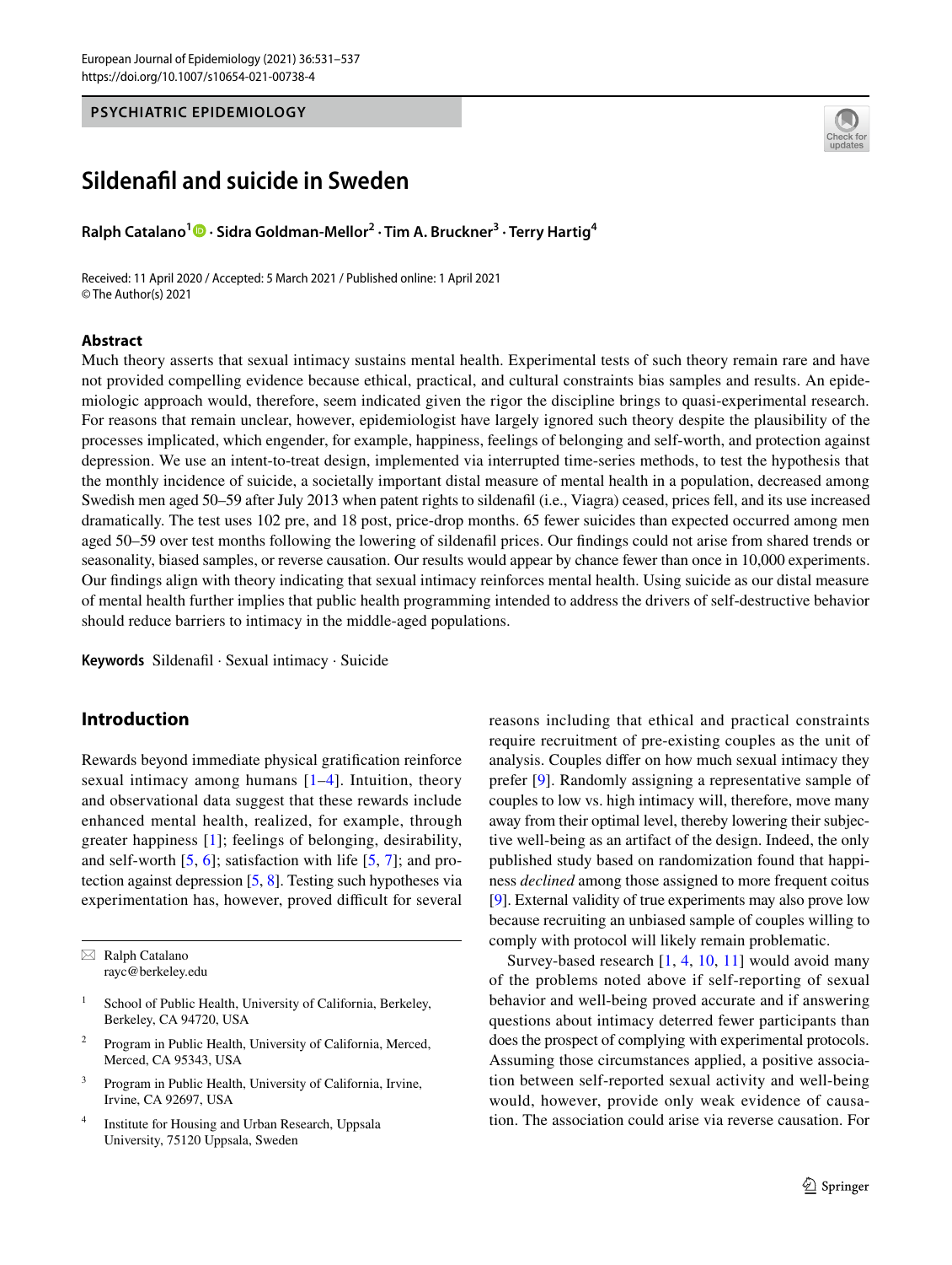PSYCHIATRIC EPIDEMIOLOGY

# Sildenafil and suicide in Sweden

**Ralph Catalano[1] · Sidra Goldman-Mellor[2] · Tim A. Bruckner[3] · Terry Hartig[4]**

Received: 11 April 2020 / Accepted: 5 March 2021 / Published online: 1 April 2021
© The Author(s) 2021

## Abstract

Much theory asserts that sexual intimacy sustains mental health. Experimental tests of such theory remain rare and have not provided compelling evidence because ethical, practical, and cultural constraints bias samples and results. An epidemiologic approach would, therefore, seem indicated given the rigor the discipline brings to quasi-experimental research. For reasons that remain unclear, however, epidemiologist have largely ignored such theory despite the plausibility of the processes implicated, which engender, for example, happiness, feelings of belonging and self-worth, and protection against depression. We use an intent-to-treat design, implemented via interrupted time-series methods, to test the hypothesis that the monthly incidence of suicide, a societally important distal measure of mental health in a population, decreased among Swedish men aged 50–59 after July 2013 when patent rights to sildenafil (i.e., Viagra) ceased, prices fell, and its use increased dramatically. The test uses 102 pre, and 18 post, price-drop months. 65 fewer suicides than expected occurred among men aged 50–59 over test months following the lowering of sildenafil prices. Our findings could not arise from shared trends or seasonality, biased samples, or reverse causation. Our results would appear by chance fewer than once in 10,000 experiments. Our findings align with theory indicating that sexual intimacy reinforces mental health. Using suicide as our distal measure of mental health further implies that public health programming intended to address the drivers of self-destructive behavior should reduce barriers to intimacy in the middle-aged populations.

**Keywords** Sildenafil · Sexual intimacy · Suicide

## Introduction

Rewards beyond immediate physical gratification reinforce sexual intimacy among humans [1–4]. Intuition, theory and observational data suggest that these rewards include enhanced mental health, realized, for example, through greater happiness [1]; feelings of belonging, desirability, and self-worth [5, 6]; satisfaction with life [5, 7]; and protection against depression [5, 8]. Testing such hypotheses via experimentation has, however, proved difficult for several reasons including that ethical and practical constraints require recruitment of pre-existing couples as the unit of analysis. Couples differ on how much sexual intimacy they prefer [9]. Randomly assigning a representative sample of couples to low vs. high intimacy will, therefore, move many away from their optimal level, thereby lowering their subjective well-being as an artifact of the design. Indeed, the only published study based on randomization found that happiness *declined* among those assigned to more frequent coitus [9]. External validity of true experiments may also prove low because recruiting an unbiased sample of couples willing to comply with protocol will likely remain problematic.

Survey-based research [1, 4, 10, 11] would avoid many of the problems noted above if self-reporting of sexual behavior and well-being proved accurate and if answering questions about intimacy deterred fewer participants than does the prospect of complying with experimental protocols. Assuming those circumstances applied, a positive association between self-reported sexual activity and well-being would, however, provide only weak evidence of causation. The association could arise via reverse causation. For

---

✉ Ralph Catalano
rayc@berkeley.edu

[1] School of Public Health, University of California, Berkeley, Berkeley, CA 94720, USA

[2] Program in Public Health, University of California, Merced, Merced, CA 95343, USA

[3] Program in Public Health, University of California, Irvine, Irvine, CA 92697, USA

[4] Institute for Housing and Urban Research, Uppsala University, 75120 Uppsala, Sweden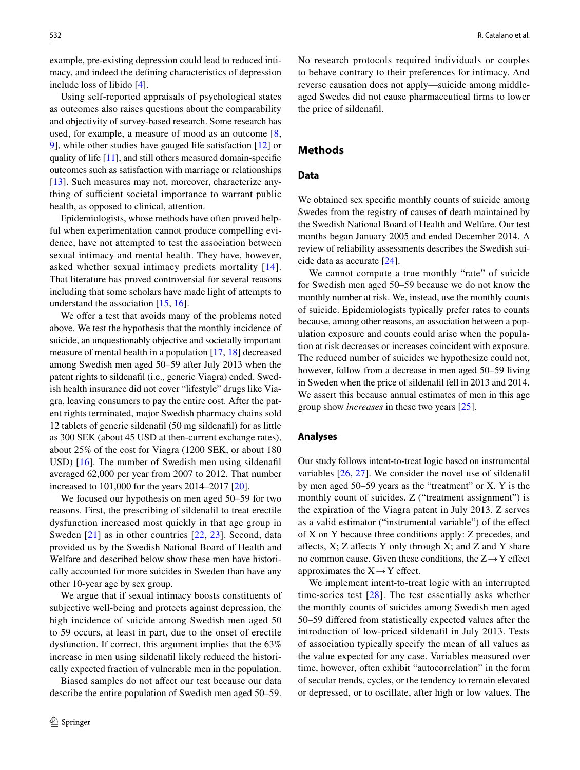example, pre-existing depression could lead to reduced intimacy, and indeed the defining characteristics of depression include loss of libido [4].

Using self-reported appraisals of psychological states as outcomes also raises questions about the comparability and objectivity of survey-based research. Some research has used, for example, a measure of mood as an outcome [8, 9], while other studies have gauged life satisfaction [12] or quality of life [11], and still others measured domain-specific outcomes such as satisfaction with marriage or relationships [13]. Such measures may not, moreover, characterize anything of sufficient societal importance to warrant public health, as opposed to clinical, attention.

Epidemiologists, whose methods have often proved helpful when experimentation cannot produce compelling evidence, have not attempted to test the association between sexual intimacy and mental health. They have, however, asked whether sexual intimacy predicts mortality [14]. That literature has proved controversial for several reasons including that some scholars have made light of attempts to understand the association [15, 16].

We offer a test that avoids many of the problems noted above. We test the hypothesis that the monthly incidence of suicide, an unquestionably objective and societally important measure of mental health in a population [17, 18] decreased among Swedish men aged 50–59 after July 2013 when the patent rights to sildenafil (i.e., generic Viagra) ended. Swedish health insurance did not cover "lifestyle" drugs like Viagra, leaving consumers to pay the entire cost. After the patent rights terminated, major Swedish pharmacy chains sold 12 tablets of generic sildenafil (50 mg sildenafil) for as little as 300 SEK (about 45 USD at then-current exchange rates), about 25% of the cost for Viagra (1200 SEK, or about 180 USD) [16]. The number of Swedish men using sildenafil averaged 62,000 per year from 2007 to 2012. That number increased to 101,000 for the years 2014–2017 [20].

We focused our hypothesis on men aged 50–59 for two reasons. First, the prescribing of sildenafil to treat erectile dysfunction increased most quickly in that age group in Sweden [21] as in other countries [22, 23]. Second, data provided us by the Swedish National Board of Health and Welfare and described below show these men have historically accounted for more suicides in Sweden than have any other 10-year age by sex group.

We argue that if sexual intimacy boosts constituents of subjective well-being and protects against depression, the high incidence of suicide among Swedish men aged 50 to 59 occurs, at least in part, due to the onset of erectile dysfunction. If correct, this argument implies that the 63% increase in men using sildenafil likely reduced the historically expected fraction of vulnerable men in the population.

Biased samples do not affect our test because our data describe the entire population of Swedish men aged 50–59. No research protocols required individuals or couples to behave contrary to their preferences for intimacy. And reverse causation does not apply—suicide among middle-aged Swedes did not cause pharmaceutical firms to lower the price of sildenafil.

## Methods

### Data

We obtained sex specific monthly counts of suicide among Swedes from the registry of causes of death maintained by the Swedish National Board of Health and Welfare. Our test months began January 2005 and ended December 2014. A review of reliability assessments describes the Swedish suicide data as accurate [24].

We cannot compute a true monthly "rate" of suicide for Swedish men aged 50–59 because we do not know the monthly number at risk. We, instead, use the monthly counts of suicide. Epidemiologists typically prefer rates to counts because, among other reasons, an association between a population exposure and counts could arise when the population at risk decreases or increases coincident with exposure. The reduced number of suicides we hypothesize could not, however, follow from a decrease in men aged 50–59 living in Sweden when the price of sildenafil fell in 2013 and 2014. We assert this because annual estimates of men in this age group show *increases* in these two years [25].

### Analyses

Our study follows intent-to-treat logic based on instrumental variables [26, 27]. We consider the novel use of sildenafil by men aged 50–59 years as the "treatment" or X. Y is the monthly count of suicides. Z ("treatment assignment") is the expiration of the Viagra patent in July 2013. Z serves as a valid estimator ("instrumental variable") of the effect of X on Y because three conditions apply: Z precedes, and affects, X; Z affects Y only through X; and Z and Y share no common cause. Given these conditions, the Z→Y effect approximates the X→Y effect.

We implement intent-to-treat logic with an interrupted time-series test [28]. The test essentially asks whether the monthly counts of suicides among Swedish men aged 50–59 differed from statistically expected values after the introduction of low-priced sildenafil in July 2013. Tests of association typically specify the mean of all values as the value expected for any case. Variables measured over time, however, often exhibit "autocorrelation" in the form of secular trends, cycles, or the tendency to remain elevated or depressed, or to oscillate, after high or low values. The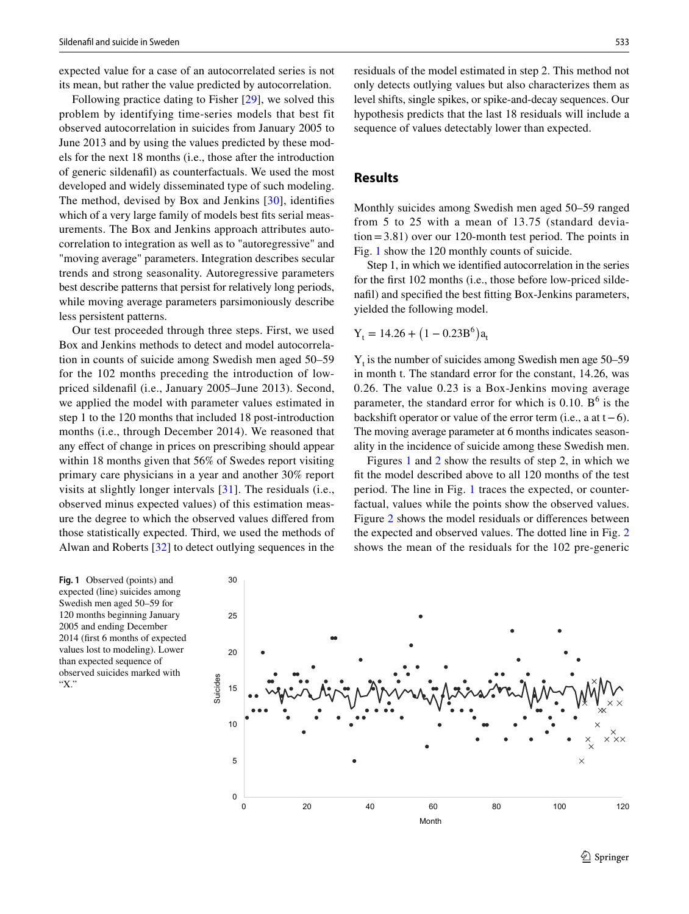expected value for a case of an autocorrelated series is not its mean, but rather the value predicted by autocorrelation.

Following practice dating to Fisher [29], we solved this problem by identifying time-series models that best fit observed autocorrelation in suicides from January 2005 to June 2013 and by using the values predicted by these models for the next 18 months (i.e., those after the introduction of generic sildenafil) as counterfactuals. We used the most developed and widely disseminated type of such modeling. The method, devised by Box and Jenkins [30], identifies which of a very large family of models best fits serial measurements. The Box and Jenkins approach attributes autocorrelation to integration as well as to "autoregressive" and "moving average" parameters. Integration describes secular trends and strong seasonality. Autoregressive parameters best describe patterns that persist for relatively long periods, while moving average parameters parsimoniously describe less persistent patterns.

Our test proceeded through three steps. First, we used Box and Jenkins methods to detect and model autocorrelation in counts of suicide among Swedish men aged 50–59 for the 102 months preceding the introduction of low-priced sildenafil (i.e., January 2005–June 2013). Second, we applied the model with parameter values estimated in step 1 to the 120 months that included 18 post-introduction months (i.e., through December 2014). We reasoned that any effect of change in prices on prescribing should appear within 18 months given that 56% of Swedes report visiting primary care physicians in a year and another 30% report visits at slightly longer intervals [31]. The residuals (i.e., observed minus expected values) of this estimation measure the degree to which the observed values differed from those statistically expected. Third, we used the methods of Alwan and Roberts [32] to detect outlying sequences in the residuals of the model estimated in step 2. This method not only detects outlying values but also characterizes them as level shifts, single spikes, or spike-and-decay sequences. Our hypothesis predicts that the last 18 residuals will include a sequence of values detectably lower than expected.

## Results

Monthly suicides among Swedish men aged 50–59 ranged from 5 to 25 with a mean of 13.75 (standard deviation = 3.81) over our 120-month test period. The points in Fig. 1 show the 120 monthly counts of suicide.

Step 1, in which we identified autocorrelation in the series for the first 102 months (i.e., those before low-priced sildenafil) and specified the best fitting Box-Jenkins parameters, yielded the following model.

$$Y_t = 14.26 + \left(1 - 0.23B^6\right)a_t$$

$Y_t$ is the number of suicides among Swedish men age 50–59 in month t. The standard error for the constant, 14.26, was 0.26. The value 0.23 is a Box-Jenkins moving average parameter, the standard error for which is 0.10. $B^6$ is the backshift operator or value of the error term (i.e., a at $t-6$). The moving average parameter at 6 months indicates seasonality in the incidence of suicide among these Swedish men.

Figures 1 and 2 show the results of step 2, in which we fit the model described above to all 120 months of the test period. The line in Fig. 1 traces the expected, or counterfactual, values while the points show the observed values. Figure 2 shows the model residuals or differences between the expected and observed values. The dotted line in Fig. 2 shows the mean of the residuals for the 102 pre-generic

**Fig. 1** Observed (points) and expected (line) suicides among Swedish men aged 50–59 for 120 months beginning January 2005 and ending December 2014 (first 6 months of expected values lost to modeling). Lower than expected sequence of observed suicides marked with "X."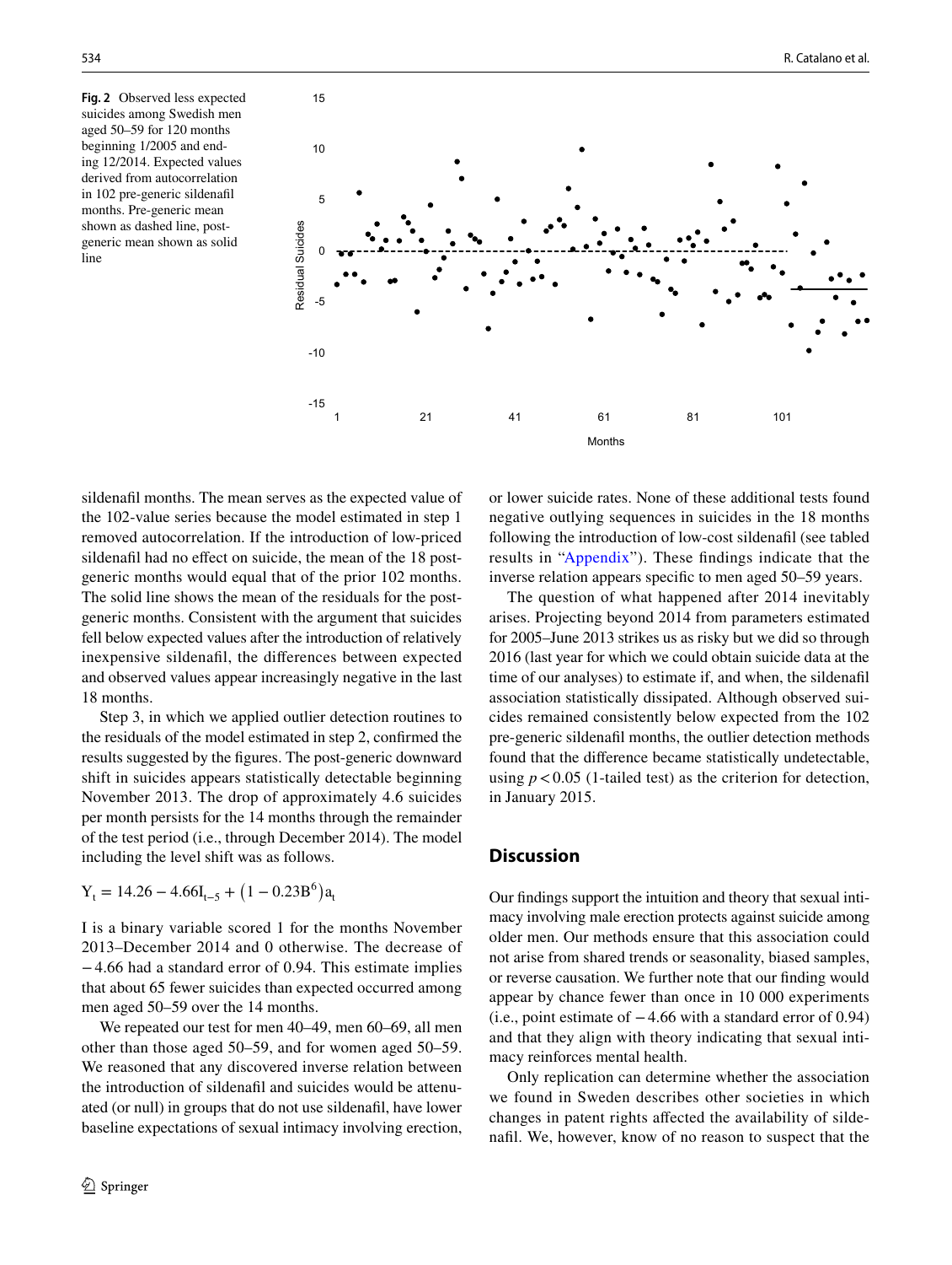**Fig. 2** Observed less expected suicides among Swedish men aged 50–59 for 120 months beginning 1/2005 and ending 12/2014. Expected values derived from autocorrelation in 102 pre-generic sildenafil months. Pre-generic mean shown as dashed line, post-generic mean shown as solid line

sildenafil months. The mean serves as the expected value of the 102-value series because the model estimated in step 1 removed autocorrelation. If the introduction of low-priced sildenafil had no effect on suicide, the mean of the 18 post-generic months would equal that of the prior 102 months. The solid line shows the mean of the residuals for the post-generic months. Consistent with the argument that suicides fell below expected values after the introduction of relatively inexpensive sildenafil, the differences between expected and observed values appear increasingly negative in the last 18 months.

Step 3, in which we applied outlier detection routines to the residuals of the model estimated in step 2, confirmed the results suggested by the figures. The post-generic downward shift in suicides appears statistically detectable beginning November 2013. The drop of approximately 4.6 suicides per month persists for the 14 months through the remainder of the test period (i.e., through December 2014). The model including the level shift was as follows.

$$Y_t = 14.26 - 4.66I_{t-5} + \left(1 - 0.23B^6\right)a_t$$

I is a binary variable scored 1 for the months November 2013–December 2014 and 0 otherwise. The decrease of −4.66 had a standard error of 0.94. This estimate implies that about 65 fewer suicides than expected occurred among men aged 50–59 over the 14 months.

We repeated our test for men 40–49, men 60–69, all men other than those aged 50–59, and for women aged 50–59. We reasoned that any discovered inverse relation between the introduction of sildenafil and suicides would be attenuated (or null) in groups that do not use sildenafil, have lower baseline expectations of sexual intimacy involving erection, or lower suicide rates. None of these additional tests found negative outlying sequences in suicides in the 18 months following the introduction of low-cost sildenafil (see tabled results in "Appendix"). These findings indicate that the inverse relation appears specific to men aged 50–59 years.

The question of what happened after 2014 inevitably arises. Projecting beyond 2014 from parameters estimated for 2005–June 2013 strikes us as risky but we did so through 2016 (last year for which we could obtain suicide data at the time of our analyses) to estimate if, and when, the sildenafil association statistically dissipated. Although observed suicides remained consistently below expected from the 102 pre-generic sildenafil months, the outlier detection methods found that the difference became statistically undetectable, using $p < 0.05$ (1-tailed test) as the criterion for detection, in January 2015.

## Discussion

Our findings support the intuition and theory that sexual intimacy involving male erection protects against suicide among older men. Our methods ensure that this association could not arise from shared trends or seasonality, biased samples, or reverse causation. We further note that our finding would appear by chance fewer than once in 10 000 experiments (i.e., point estimate of −4.66 with a standard error of 0.94) and that they align with theory indicating that sexual intimacy reinforces mental health.

Only replication can determine whether the association we found in Sweden describes other societies in which changes in patent rights affected the availability of sildenafil. We, however, know of no reason to suspect that the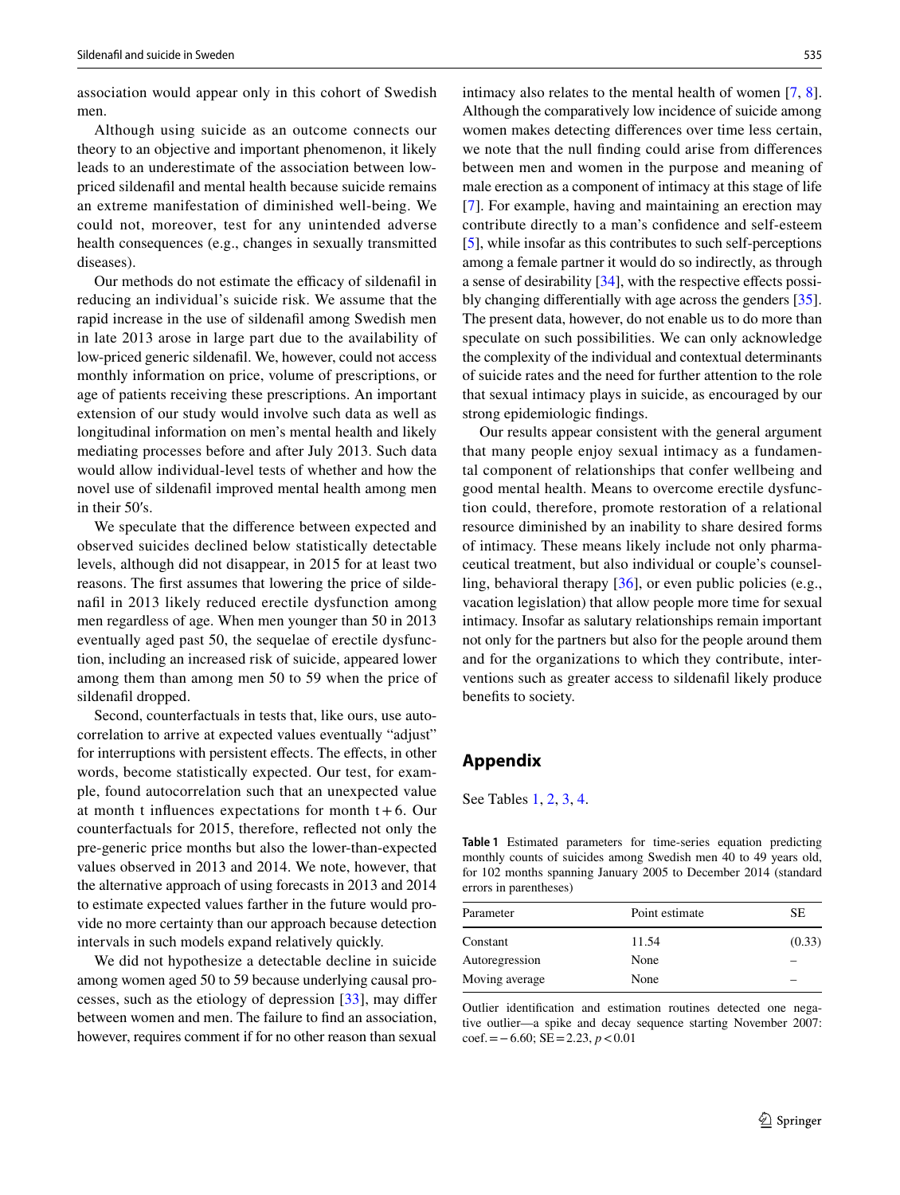association would appear only in this cohort of Swedish men.

Although using suicide as an outcome connects our theory to an objective and important phenomenon, it likely leads to an underestimate of the association between low-priced sildenafil and mental health because suicide remains an extreme manifestation of diminished well-being. We could not, moreover, test for any unintended adverse health consequences (e.g., changes in sexually transmitted diseases).

Our methods do not estimate the efficacy of sildenafil in reducing an individual's suicide risk. We assume that the rapid increase in the use of sildenafil among Swedish men in late 2013 arose in large part due to the availability of low-priced generic sildenafil. We, however, could not access monthly information on price, volume of prescriptions, or age of patients receiving these prescriptions. An important extension of our study would involve such data as well as longitudinal information on men's mental health and likely mediating processes before and after July 2013. Such data would allow individual-level tests of whether and how the novel use of sildenafil improved mental health among men in their 50′s.

We speculate that the difference between expected and observed suicides declined below statistically detectable levels, although did not disappear, in 2015 for at least two reasons. The first assumes that lowering the price of sildenafil in 2013 likely reduced erectile dysfunction among men regardless of age. When men younger than 50 in 2013 eventually aged past 50, the sequelae of erectile dysfunction, including an increased risk of suicide, appeared lower among them than among men 50 to 59 when the price of sildenafil dropped.

Second, counterfactuals in tests that, like ours, use autocorrelation to arrive at expected values eventually "adjust" for interruptions with persistent effects. The effects, in other words, become statistically expected. Our test, for example, found autocorrelation such that an unexpected value at month t influences expectations for month t + 6. Our counterfactuals for 2015, therefore, reflected not only the pre-generic price months but also the lower-than-expected values observed in 2013 and 2014. We note, however, that the alternative approach of using forecasts in 2013 and 2014 to estimate expected values farther in the future would provide no more certainty than our approach because detection intervals in such models expand relatively quickly.

We did not hypothesize a detectable decline in suicide among women aged 50 to 59 because underlying causal processes, such as the etiology of depression [33], may differ between women and men. The failure to find an association, however, requires comment if for no other reason than sexual intimacy also relates to the mental health of women [7, 8]. Although the comparatively low incidence of suicide among women makes detecting differences over time less certain, we note that the null finding could arise from differences between men and women in the purpose and meaning of male erection as a component of intimacy at this stage of life [7]. For example, having and maintaining an erection may contribute directly to a man's confidence and self-esteem [5], while insofar as this contributes to such self-perceptions among a female partner it would do so indirectly, as through a sense of desirability [34], with the respective effects possibly changing differentially with age across the genders [35]. The present data, however, do not enable us to do more than speculate on such possibilities. We can only acknowledge the complexity of the individual and contextual determinants of suicide rates and the need for further attention to the role that sexual intimacy plays in suicide, as encouraged by our strong epidemiologic findings.

Our results appear consistent with the general argument that many people enjoy sexual intimacy as a fundamental component of relationships that confer wellbeing and good mental health. Means to overcome erectile dysfunction could, therefore, promote restoration of a relational resource diminished by an inability to share desired forms of intimacy. These means likely include not only pharmaceutical treatment, but also individual or couple's counselling, behavioral therapy [36], or even public policies (e.g., vacation legislation) that allow people more time for sexual intimacy. Insofar as salutary relationships remain important not only for the partners but also for the people around them and for the organizations to which they contribute, interventions such as greater access to sildenafil likely produce benefits to society.

## Appendix

See Tables 1, 2, 3, 4.

**Table 1** Estimated parameters for time-series equation predicting monthly counts of suicides among Swedish men 40 to 49 years old, for 102 months spanning January 2005 to December 2014 (standard errors in parentheses)

| Parameter | Point estimate | SE |
|---|---|---|
| Constant | 11.54 | (0.33) |
| Autoregression | None | – |
| Moving average | None | – |

Outlier identification and estimation routines detected one negative outlier—a spike and decay sequence starting November 2007: coef. = − 6.60; SE = 2.23, $p < 0.01$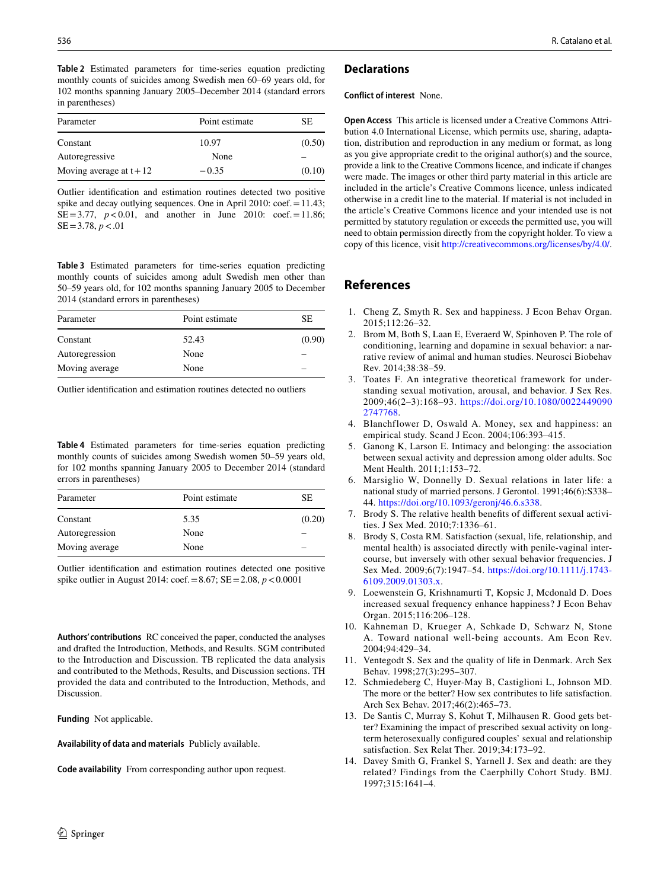**Table 2** Estimated parameters for time-series equation predicting monthly counts of suicides among Swedish men 60–69 years old, for 102 months spanning January 2005–December 2014 (standard errors in parentheses)

| Parameter | Point estimate | SE |
|---|---|---|
| Constant | 10.97 | (0.50) |
| Autoregressive | None | – |
| Moving average at t + 12 | −0.35 | (0.10) |

Outlier identification and estimation routines detected two positive spike and decay outlying sequences. One in April 2010: coef. = 11.43; SE = 3.77, $p < 0.01$, and another in June 2010: coef. = 11.86; SE = 3.78, $p < .01$

**Table 3** Estimated parameters for time-series equation predicting monthly counts of suicides among adult Swedish men other than 50–59 years old, for 102 months spanning January 2005 to December 2014 (standard errors in parentheses)

| Parameter | Point estimate | SE |
|---|---|---|
| Constant | 52.43 | (0.90) |
| Autoregression | None | – |
| Moving average | None | – |

Outlier identification and estimation routines detected no outliers

**Table 4** Estimated parameters for time-series equation predicting monthly counts of suicides among Swedish women 50–59 years old, for 102 months spanning January 2005 to December 2014 (standard errors in parentheses)

| Parameter | Point estimate | SE |
|---|---|---|
| Constant | 5.35 | (0.20) |
| Autoregression | None | – |
| Moving average | None | – |

Outlier identification and estimation routines detected one positive spike outlier in August 2014: coef. = 8.67; SE = 2.08, $p < 0.0001$

**Authors' contributions** RC conceived the paper, conducted the analyses and drafted the Introduction, Methods, and Results. SGM contributed to the Introduction and Discussion. TB replicated the data analysis and contributed to the Methods, Results, and Discussion sections. TH provided the data and contributed to the Introduction, Methods, and Discussion.

**Funding** Not applicable.

**Availability of data and materials** Publicly available.

**Code availability** From corresponding author upon request.

## Declarations

**Conflict of interest** None.

**Open Access** This article is licensed under a Creative Commons Attribution 4.0 International License, which permits use, sharing, adaptation, distribution and reproduction in any medium or format, as long as you give appropriate credit to the original author(s) and the source, provide a link to the Creative Commons licence, and indicate if changes were made. The images or other third party material in this article are included in the article's Creative Commons licence, unless indicated otherwise in a credit line to the material. If material is not included in the article's Creative Commons licence and your intended use is not permitted by statutory regulation or exceeds the permitted use, you will need to obtain permission directly from the copyright holder. To view a copy of this licence, visit http://creativecommons.org/licenses/by/4.0/.

## References

1. Cheng Z, Smyth R. Sex and happiness. J Econ Behav Organ. 2015;112:26–32.
2. Brom M, Both S, Laan E, Everaerd W, Spinhoven P. The role of conditioning, learning and dopamine in sexual behavior: a narrative review of animal and human studies. Neurosci Biobehav Rev. 2014;38:38–59.
3. Toates F. An integrative theoretical framework for understanding sexual motivation, arousal, and behavior. J Sex Res. 2009;46(2–3):168–93. https://doi.org/10.1080/00224490902747768.
4. Blanchflower D, Oswald A. Money, sex and happiness: an empirical study. Scand J Econ. 2004;106:393–415.
5. Ganong K, Larson E. Intimacy and belonging: the association between sexual activity and depression among older adults. Soc Ment Health. 2011;1:153–72.
6. Marsiglio W, Donnelly D. Sexual relations in later life: a national study of married persons. J Gerontol. 1991;46(6):S338–44. https://doi.org/10.1093/geronj/46.6.s338.
7. Brody S. The relative health benefits of different sexual activities. J Sex Med. 2010;7:1336–61.
8. Brody S, Costa RM. Satisfaction (sexual, life, relationship, and mental health) is associated directly with penile-vaginal intercourse, but inversely with other sexual behavior frequencies. J Sex Med. 2009;6(7):1947–54. https://doi.org/10.1111/j.1743-6109.2009.01303.x.
9. Loewenstein G, Krishnamurti T, Kopsic J, Mcdonald D. Does increased sexual frequency enhance happiness? J Econ Behav Organ. 2015;116:206–128.
10. Kahneman D, Krueger A, Schkade D, Schwarz N, Stone A. Toward national well-being accounts. Am Econ Rev. 2004;94:429–34.
11. Ventegodt S. Sex and the quality of life in Denmark. Arch Sex Behav. 1998;27(3):295–307.
12. Schmiedeberg C, Huyer-May B, Castiglioni L, Johnson MD. The more or the better? How sex contributes to life satisfaction. Arch Sex Behav. 2017;46(2):465–73.
13. De Santis C, Murray S, Kohut T, Milhausen R. Good gets better? Examining the impact of prescribed sexual activity on long-term heterosexually configured couples' sexual and relationship satisfaction. Sex Relat Ther. 2019;34:173–92.
14. Davey Smith G, Frankel S, Yarnell J. Sex and death: are they related? Findings from the Caerphilly Cohort Study. BMJ. 1997;315:1641–4.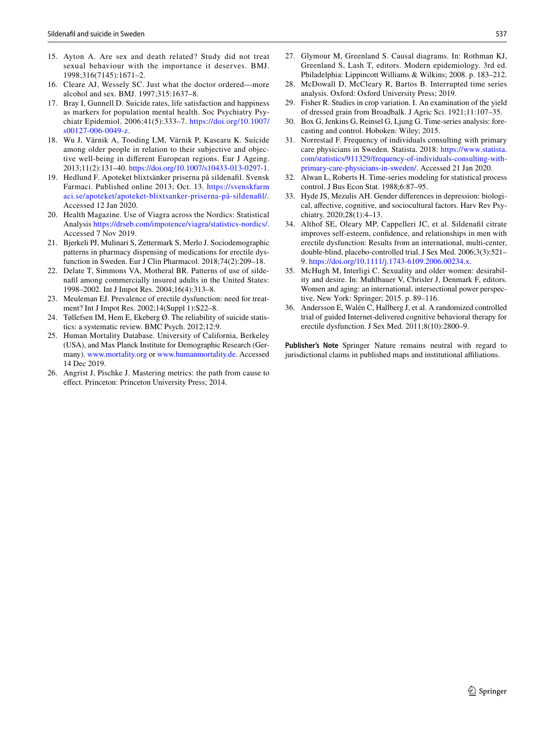15. Ayton A. Are sex and death related? Study did not treat sexual behaviour with the importance it deserves. BMJ. 1998;316(7145):1671–2.
16. Cleare AJ, Wessely SC. Just what the doctor ordered—more alcohol and sex. BMJ. 1997;315:1637–8.
17. Bray I, Gunnell D. Suicide rates, life satisfaction and happiness as markers for population mental health. Soc Psychiatry Psychiatr Epidemiol. 2006;41(5):333–7. https://doi.org/10.1007/s00127-006-0049-z.
18. Wu J, Värnik A, Tooding LM, Värnik P, Kasearu K. Suicide among older people in relation to their subjective and objective well-being in different European regions. Eur J Ageing. 2013;11(2):131–40. https://doi.org/10.1007/s10433-013-0297-1.
19. Hedlund F. Apoteket blixtsänker priserna på sildenafil. Svensk Farmaci. Published online 2013; Oct. 13. https://svenskfarmaci.se/apoteket/apoteket-blixtsanker-priserna-på-sildenafil/. Accessed 12 Jan 2020.
20. Health Magazine. Use of Viagra across the Nordics: Statistical Analysis https://drseb.com/impotence/viagra/statistics-nordics/. Accessed 7 Nov 2019.
21. Bjerkeli PJ, Mulinari S, Zettermark S, Merlo J. Sociodemographic patterns in pharmacy dispensing of medications for erectile dysfunction in Sweden. Eur J Clin Pharmacol. 2018;74(2):209–18.
22. Delate T, Simmons VA, Motheral BR. Patterns of use of sildenafil among commercially insured adults in the United States: 1998–2002. Int J Impot Res. 2004;16(4):313–8.
23. Meuleman EJ. Prevalence of erectile dysfunction: need for treatment? Int J Impot Res. 2002;14(Suppl 1):S22–8.
24. Tøllefsen IM, Hem E, Ekeberg Ø. The reliability of suicide statistics: a systematic review. BMC Psych. 2012;12:9.
25. Human Mortality Database. University of California, Berkeley (USA), and Max Planck Institute for Demographic Research (Germany). www.mortality.org or www.humanmortality.de. Accessed 14 Dec 2019.
26. Angrist J, Pischke J. Mastering metrics: the path from cause to effect. Princeton: Princeton University Press; 2014.
27. Glymour M, Greenland S. Causal diagrams. In: Rothman KJ, Greenland S, Lash T, editors. Modern epidemiology. 3rd ed. Philadelphia: Lippincott Williams & Wilkins; 2008. p. 183–212.
28. McDowall D, McCleary R, Bartos B. Interrupted time series analysis. Oxford: Oxford University Press; 2019.
29. Fisher R. Studies in crop variation. I. An examination of the yield of dressed grain from Broadbalk. J Agric Sci. 1921;11:107–35.
30. Box G, Jenkins G, Reinsel G, Ljung G. Time-series analysis: forecasting and control. Hoboken: Wiley; 2015.
31. Norrestad F. Frequency of individuals consulting with primary care physicians in Sweden. Statista. 2018: https://www.statista.com/statistics/911329/frequency-of-individuals-consulting-with-primary-care-physicians-in-sweden/. Accessed 21 Jan 2020.
32. Alwan L, Roberts H. Time-series modeling for statistical process control. J Bus Econ Stat. 1988;6:87–95.
33. Hyde JS, Mezulis AH. Gender differences in depression: biological, affective, cognitive, and sociocultural factors. Harv Rev Psychiatry. 2020;28(1):4–13.
34. Althof SE, Oleary MP, Cappelleri JC, et al. Sildenafil citrate improves self-esteem, confidence, and relationships in men with erectile dysfunction: Results from an international, multi-center, double-blind, placebo-controlled trial. J Sex Med. 2006;3(3):521–9. https://doi.org/10.1111/j.1743-6109.2006.00234.x.
35. McHugh M, Interligi C. Sexuality and older women: desirability and desire. In: Muhlbauer V, Chrisler J, Denmark F, editors. Women and aging: an international, intersectional power perspective. New York: Springer; 2015. p. 89–116.
36. Andersson E, Walén C, Hallberg J, et al. A randomized controlled trial of guided Internet-delivered cognitive behavioral therapy for erectile dysfunction. J Sex Med. 2011;8(10):2800–9.

**Publisher's Note** Springer Nature remains neutral with regard to jurisdictional claims in published maps and institutional affiliations.